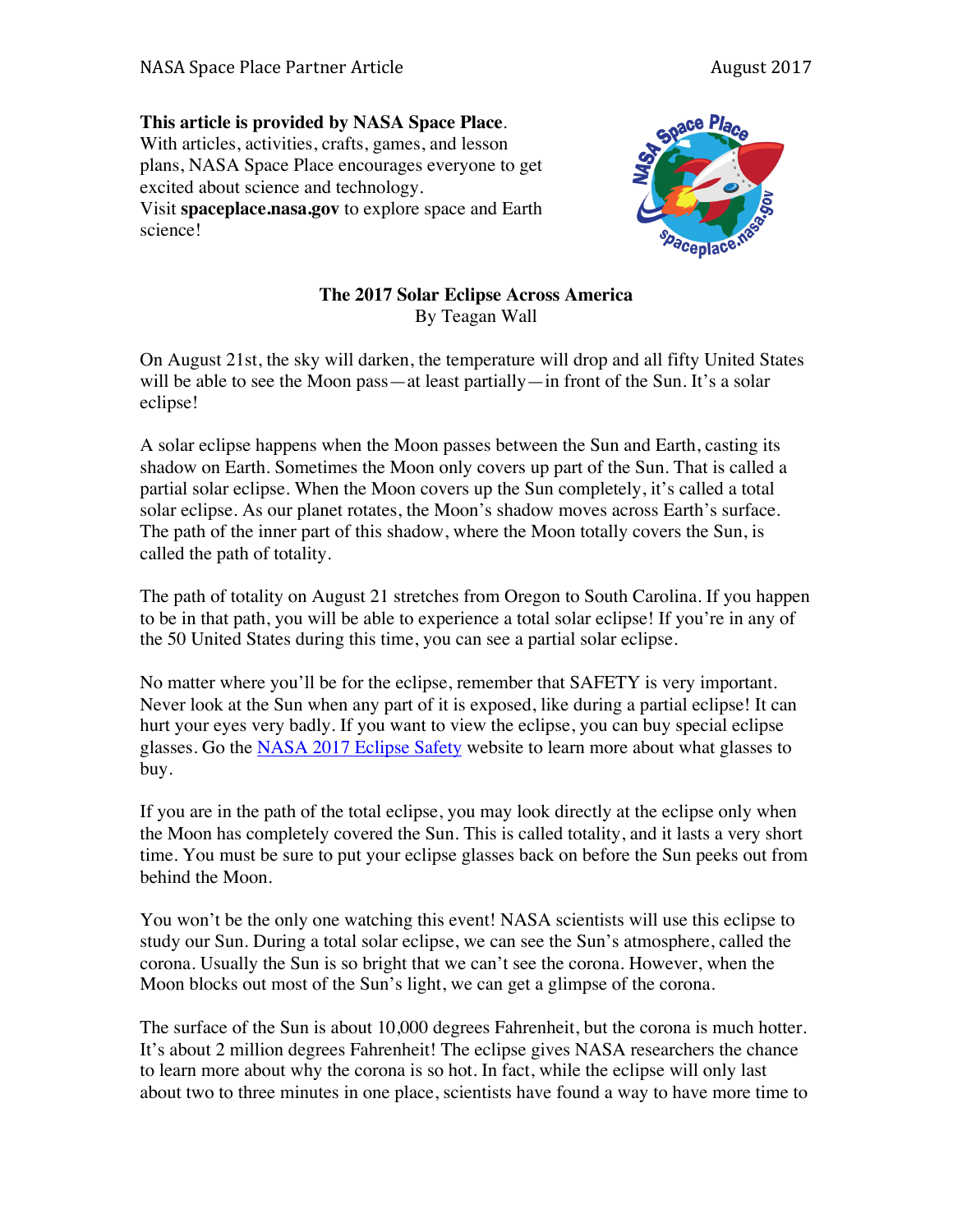**This article is provided by NASA Space Place.**
With articles, activities, crafts, games, and lesson plans, NASA Space Place encourages everyone to get excited about science and technology.
Visit **spaceplace.nasa.gov** to explore space and Earth science!

# The 2017 Solar Eclipse Across America

By Teagan Wall

On August 21st, the sky will darken, the temperature will drop and all fifty United States will be able to see the Moon pass—at least partially—in front of the Sun. It's a solar eclipse!

A solar eclipse happens when the Moon passes between the Sun and Earth, casting its shadow on Earth. Sometimes the Moon only covers up part of the Sun. That is called a partial solar eclipse. When the Moon covers up the Sun completely, it's called a total solar eclipse. As our planet rotates, the Moon's shadow moves across Earth's surface. The path of the inner part of this shadow, where the Moon totally covers the Sun, is called the path of totality.

The path of totality on August 21 stretches from Oregon to South Carolina. If you happen to be in that path, you will be able to experience a total solar eclipse! If you're in any of the 50 United States during this time, you can see a partial solar eclipse.

No matter where you'll be for the eclipse, remember that SAFETY is very important. Never look at the Sun when any part of it is exposed, like during a partial eclipse! It can hurt your eyes very badly. If you want to view the eclipse, you can buy special eclipse glasses. Go the NASA 2017 Eclipse Safety website to learn more about what glasses to buy.

If you are in the path of the total eclipse, you may look directly at the eclipse only when the Moon has completely covered the Sun. This is called totality, and it lasts a very short time. You must be sure to put your eclipse glasses back on before the Sun peeks out from behind the Moon.

You won't be the only one watching this event! NASA scientists will use this eclipse to study our Sun. During a total solar eclipse, we can see the Sun's atmosphere, called the corona. Usually the Sun is so bright that we can't see the corona. However, when the Moon blocks out most of the Sun's light, we can get a glimpse of the corona.

The surface of the Sun is about 10,000 degrees Fahrenheit, but the corona is much hotter. It's about 2 million degrees Fahrenheit! The eclipse gives NASA researchers the chance to learn more about why the corona is so hot. In fact, while the eclipse will only last about two to three minutes in one place, scientists have found a way to have more time to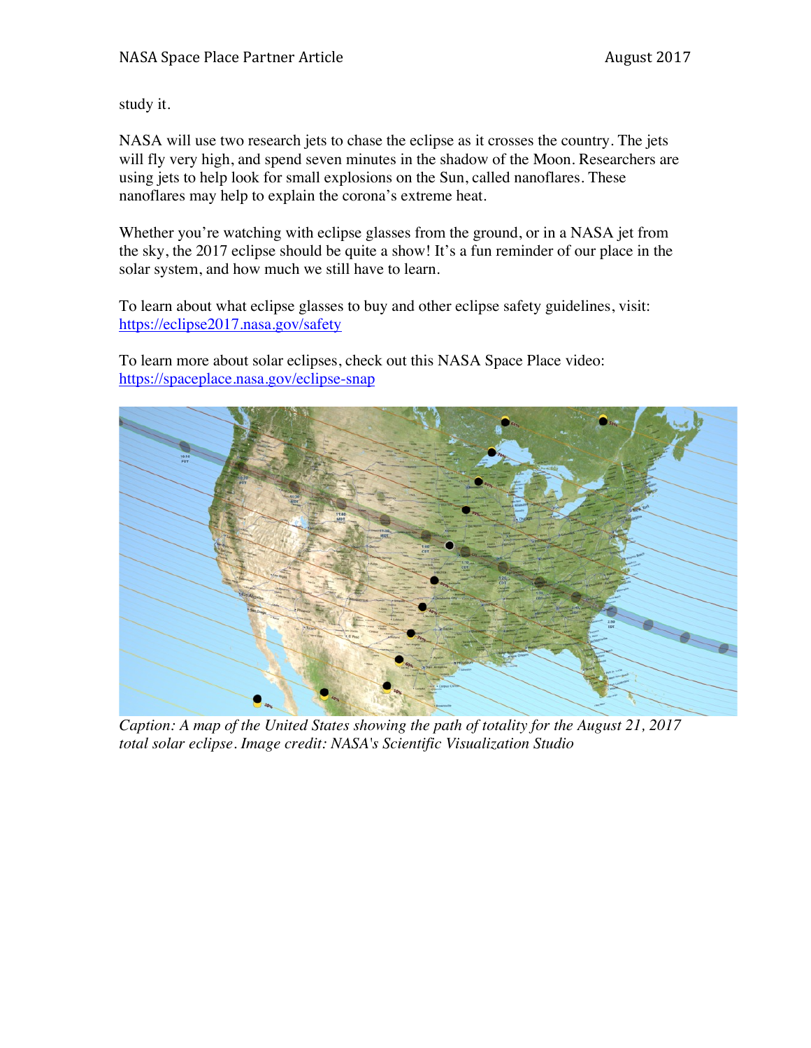study it.

NASA will use two research jets to chase the eclipse as it crosses the country. The jets will fly very high, and spend seven minutes in the shadow of the Moon. Researchers are using jets to help look for small explosions on the Sun, called nanoflares. These nanoflares may help to explain the corona's extreme heat.

Whether you're watching with eclipse glasses from the ground, or in a NASA jet from the sky, the 2017 eclipse should be quite a show! It's a fun reminder of our place in the solar system, and how much we still have to learn.

To learn about what eclipse glasses to buy and other eclipse safety guidelines, visit: https://eclipse2017.nasa.gov/safety

To learn more about solar eclipses, check out this NASA Space Place video: https://spaceplace.nasa.gov/eclipse-snap

*Caption: A map of the United States showing the path of totality for the August 21, 2017 total solar eclipse. Image credit: NASA's Scientific Visualization Studio*